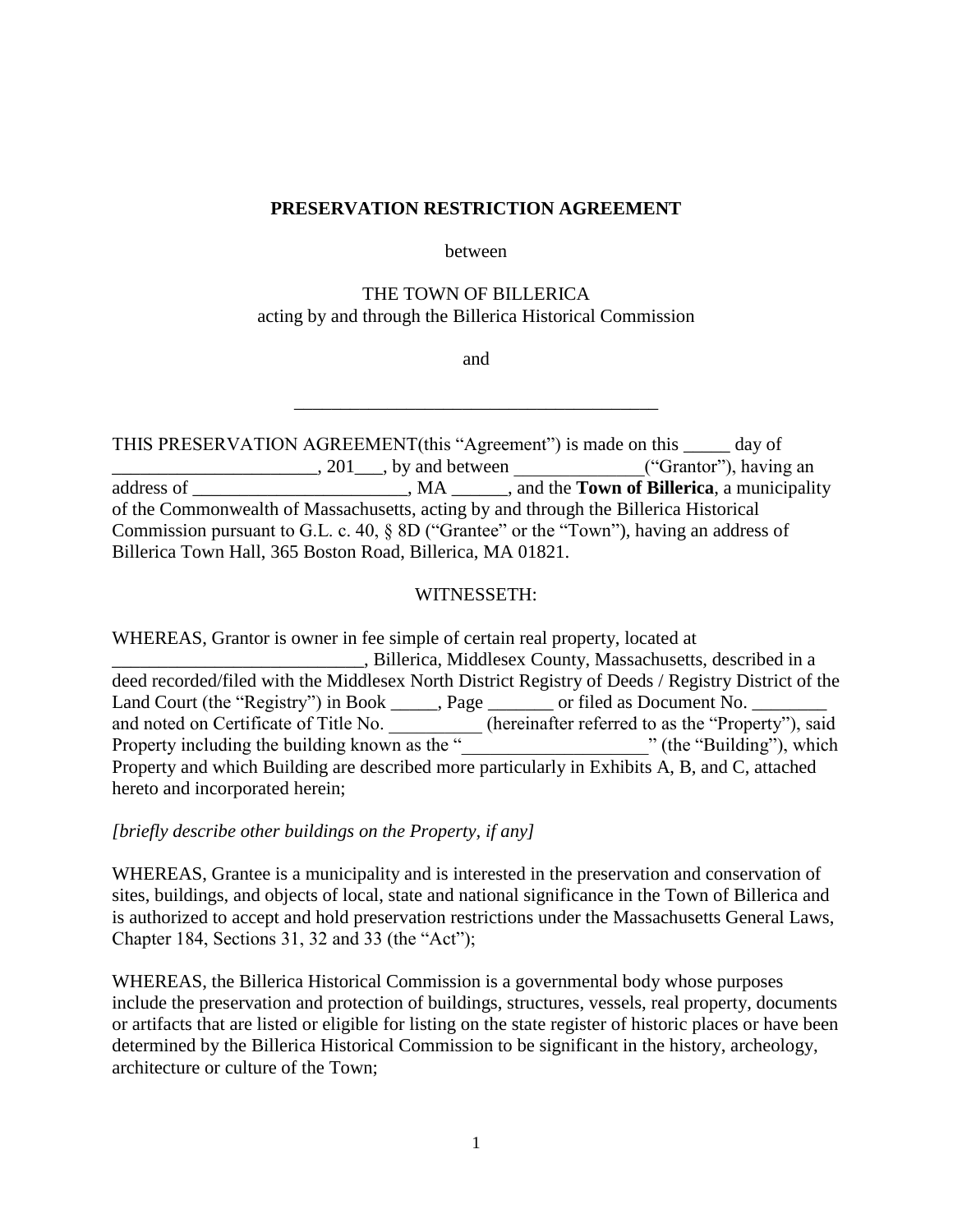**PRESERVATION RESTRICTION AGREEMENT**

between

THE TOWN OF BILLERICA
acting by and through the Billerica Historical Commission

and

_______________________________________

THIS PRESERVATION AGREEMENT(this "Agreement") is made on this _____ day of ______________________, 201___, by and between ______________("Grantor"), having an address of _______________________, MA ______, and the **Town of Billerica**, a municipality of the Commonwealth of Massachusetts, acting by and through the Billerica Historical Commission pursuant to G.L. c. 40, § 8D ("Grantee" or the "Town"), having an address of Billerica Town Hall, 365 Boston Road, Billerica, MA 01821.

WITNESSETH:

WHEREAS, Grantor is owner in fee simple of certain real property, located at ___________________________, Billerica, Middlesex County, Massachusetts, described in a deed recorded/filed with the Middlesex North District Registry of Deeds / Registry District of the Land Court (the "Registry") in Book _____, Page _______ or filed as Document No. ________ and noted on Certificate of Title No. __________ (hereinafter referred to as the "Property"), said Property including the building known as the "____________________" (the "Building"), which Property and which Building are described more particularly in Exhibits A, B, and C, attached hereto and incorporated herein;

*[briefly describe other buildings on the Property, if any]*

WHEREAS, Grantee is a municipality and is interested in the preservation and conservation of sites, buildings, and objects of local, state and national significance in the Town of Billerica and is authorized to accept and hold preservation restrictions under the Massachusetts General Laws, Chapter 184, Sections 31, 32 and 33 (the "Act");

WHEREAS, the Billerica Historical Commission is a governmental body whose purposes include the preservation and protection of buildings, structures, vessels, real property, documents or artifacts that are listed or eligible for listing on the state register of historic places or have been determined by the Billerica Historical Commission to be significant in the history, archeology, architecture or culture of the Town;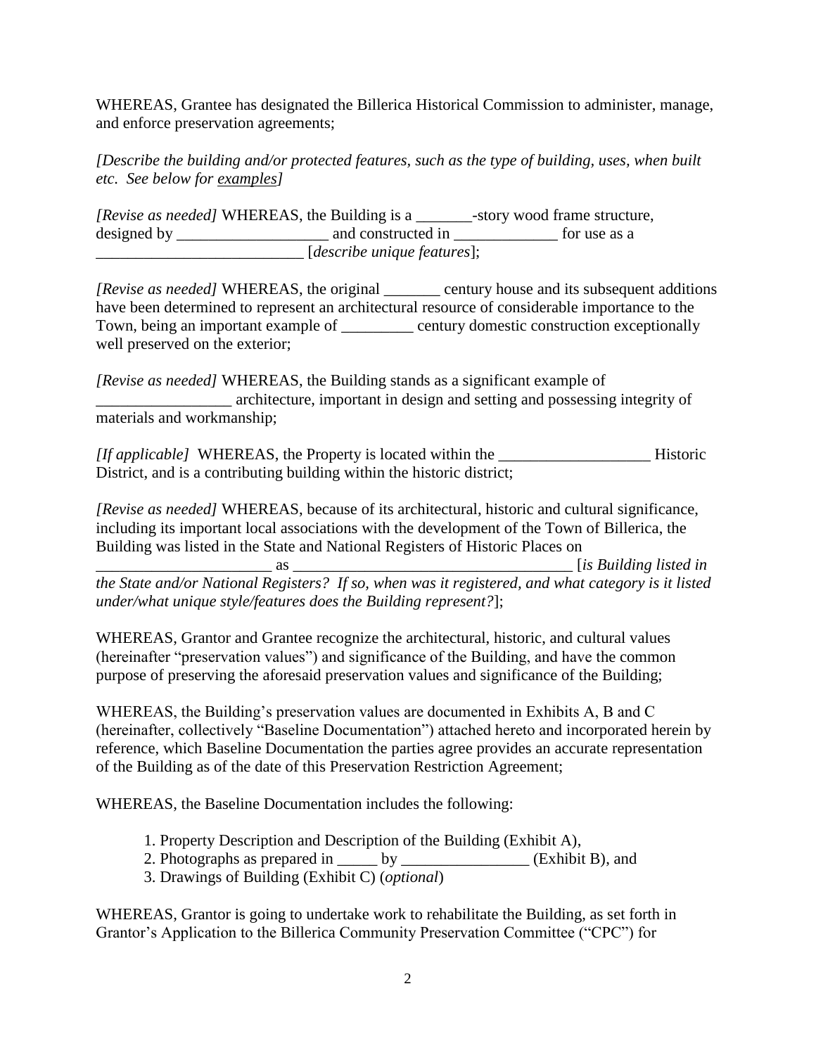WHEREAS, Grantee has designated the Billerica Historical Commission to administer, manage, and enforce preservation agreements;

*[Describe the building and/or protected features, such as the type of building, uses, when built etc. See below for examples]*

*[Revise as needed]* WHEREAS, the Building is a _______-story wood frame structure, designed by ___________________ and constructed in _____________ for use as a __________________________ [*describe unique features*];

*[Revise as needed]* WHEREAS, the original _______ century house and its subsequent additions have been determined to represent an architectural resource of considerable importance to the Town, being an important example of _________ century domestic construction exceptionally well preserved on the exterior;

*[Revise as needed]* WHEREAS, the Building stands as a significant example of _________________ architecture, important in design and setting and possessing integrity of materials and workmanship;

*[If applicable]* WHEREAS, the Property is located within the ___________________ Historic District, and is a contributing building within the historic district;

*[Revise as needed]* WHEREAS, because of its architectural, historic and cultural significance, including its important local associations with the development of the Town of Billerica, the Building was listed in the State and National Registers of Historic Places on ______________________ as ___________________________________ [*is Building listed in the State and/or National Registers? If so, when was it registered, and what category is it listed under/what unique style/features does the Building represent?*];

WHEREAS, Grantor and Grantee recognize the architectural, historic, and cultural values (hereinafter "preservation values") and significance of the Building, and have the common purpose of preserving the aforesaid preservation values and significance of the Building;

WHEREAS, the Building's preservation values are documented in Exhibits A, B and C (hereinafter, collectively "Baseline Documentation") attached hereto and incorporated herein by reference, which Baseline Documentation the parties agree provides an accurate representation of the Building as of the date of this Preservation Restriction Agreement;

WHEREAS, the Baseline Documentation includes the following:

1. Property Description and Description of the Building (Exhibit A),
2. Photographs as prepared in _____ by ________________ (Exhibit B), and
3. Drawings of Building (Exhibit C) (*optional*)

WHEREAS, Grantor is going to undertake work to rehabilitate the Building, as set forth in Grantor's Application to the Billerica Community Preservation Committee ("CPC") for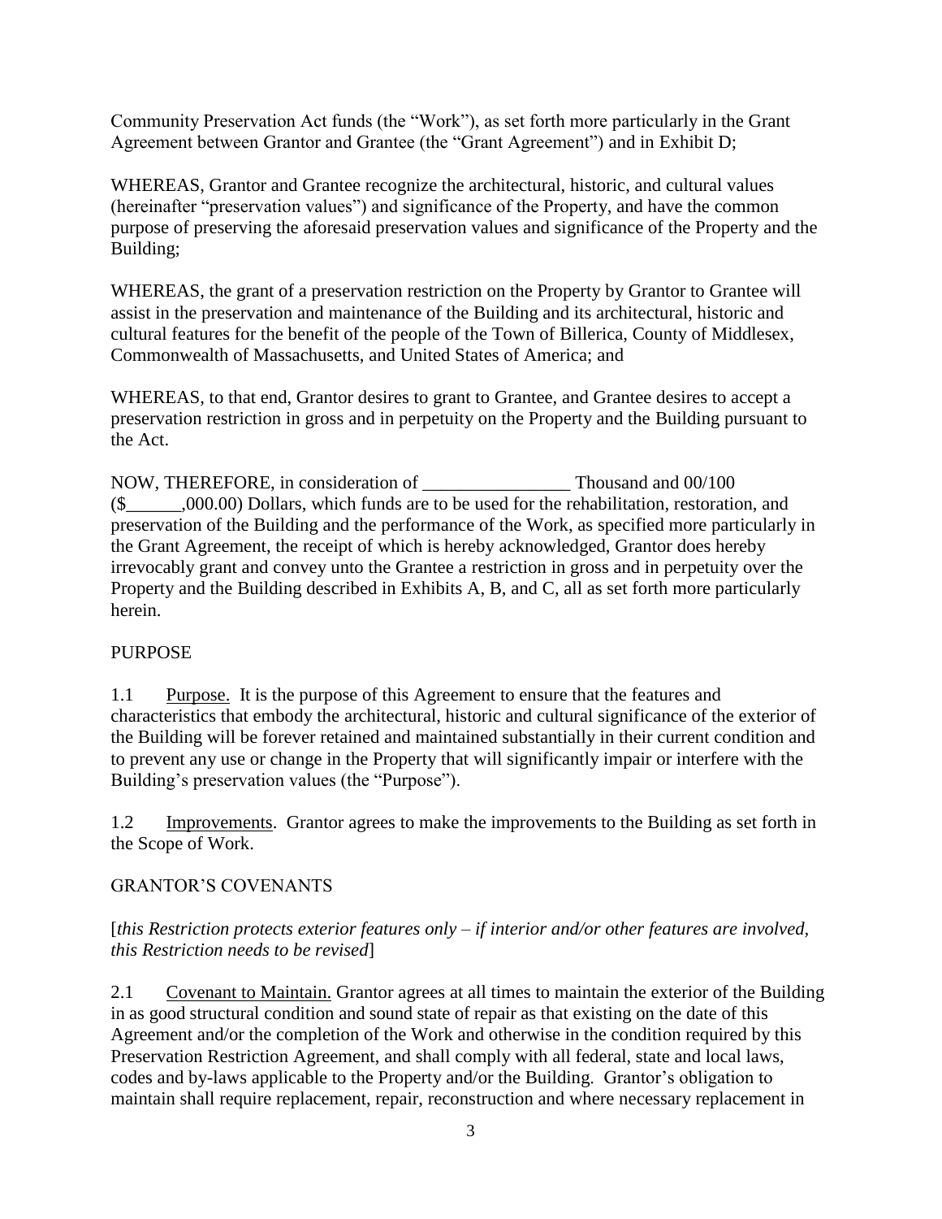Community Preservation Act funds (the "Work"), as set forth more particularly in the Grant Agreement between Grantor and Grantee (the "Grant Agreement") and in Exhibit D;

WHEREAS, Grantor and Grantee recognize the architectural, historic, and cultural values (hereinafter "preservation values") and significance of the Property, and have the common purpose of preserving the aforesaid preservation values and significance of the Property and the Building;

WHEREAS, the grant of a preservation restriction on the Property by Grantor to Grantee will assist in the preservation and maintenance of the Building and its architectural, historic and cultural features for the benefit of the people of the Town of Billerica, County of Middlesex, Commonwealth of Massachusetts, and United States of America; and

WHEREAS, to that end, Grantor desires to grant to Grantee, and Grantee desires to accept a preservation restriction in gross and in perpetuity on the Property and the Building pursuant to the Act.

NOW, THEREFORE, in consideration of ________________ Thousand and 00/100 ($______,000.00) Dollars, which funds are to be used for the rehabilitation, restoration, and preservation of the Building and the performance of the Work, as specified more particularly in the Grant Agreement, the receipt of which is hereby acknowledged, Grantor does hereby irrevocably grant and convey unto the Grantee a restriction in gross and in perpetuity over the Property and the Building described in Exhibits A, B, and C, all as set forth more particularly herein.

PURPOSE

1.1 Purpose. It is the purpose of this Agreement to ensure that the features and characteristics that embody the architectural, historic and cultural significance of the exterior of the Building will be forever retained and maintained substantially in their current condition and to prevent any use or change in the Property that will significantly impair or interfere with the Building's preservation values (the "Purpose").

1.2 Improvements. Grantor agrees to make the improvements to the Building as set forth in the Scope of Work.

GRANTOR'S COVENANTS

[*this Restriction protects exterior features only – if interior and/or other features are involved, this Restriction needs to be revised*]

2.1 Covenant to Maintain. Grantor agrees at all times to maintain the exterior of the Building in as good structural condition and sound state of repair as that existing on the date of this Agreement and/or the completion of the Work and otherwise in the condition required by this Preservation Restriction Agreement, and shall comply with all federal, state and local laws, codes and by-laws applicable to the Property and/or the Building. Grantor's obligation to maintain shall require replacement, repair, reconstruction and where necessary replacement in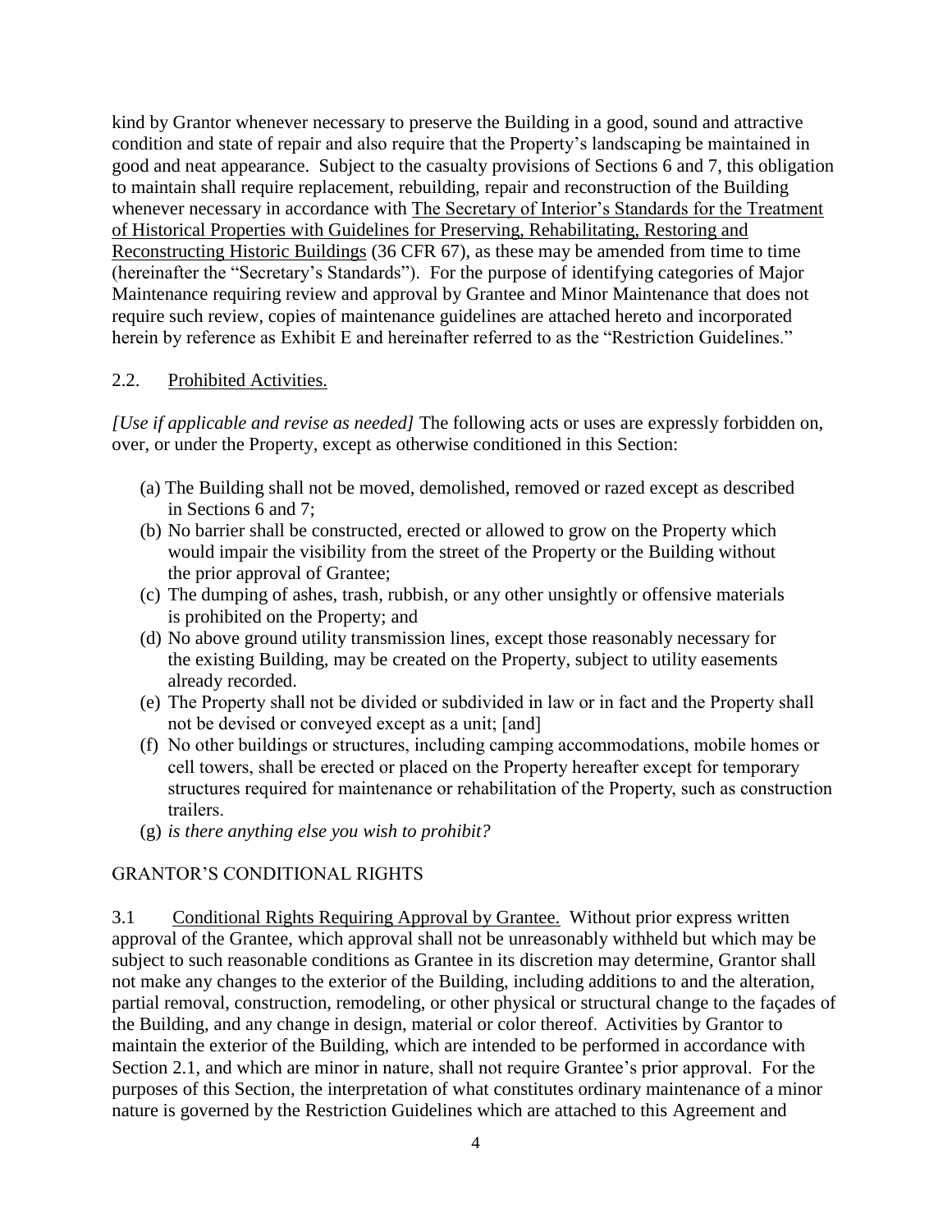kind by Grantor whenever necessary to preserve the Building in a good, sound and attractive condition and state of repair and also require that the Property's landscaping be maintained in good and neat appearance. Subject to the casualty provisions of Sections 6 and 7, this obligation to maintain shall require replacement, rebuilding, repair and reconstruction of the Building whenever necessary in accordance with The Secretary of Interior's Standards for the Treatment of Historical Properties with Guidelines for Preserving, Rehabilitating, Restoring and Reconstructing Historic Buildings (36 CFR 67), as these may be amended from time to time (hereinafter the "Secretary's Standards"). For the purpose of identifying categories of Major Maintenance requiring review and approval by Grantee and Minor Maintenance that does not require such review, copies of maintenance guidelines are attached hereto and incorporated herein by reference as Exhibit E and hereinafter referred to as the "Restriction Guidelines."

2.2. Prohibited Activities.

*[Use if applicable and revise as needed]* The following acts or uses are expressly forbidden on, over, or under the Property, except as otherwise conditioned in this Section:

(a) The Building shall not be moved, demolished, removed or razed except as described in Sections 6 and 7;
(b) No barrier shall be constructed, erected or allowed to grow on the Property which would impair the visibility from the street of the Property or the Building without the prior approval of Grantee;
(c) The dumping of ashes, trash, rubbish, or any other unsightly or offensive materials is prohibited on the Property; and
(d) No above ground utility transmission lines, except those reasonably necessary for the existing Building, may be created on the Property, subject to utility easements already recorded.
(e) The Property shall not be divided or subdivided in law or in fact and the Property shall not be devised or conveyed except as a unit; [and]
(f) No other buildings or structures, including camping accommodations, mobile homes or cell towers, shall be erected or placed on the Property hereafter except for temporary structures required for maintenance or rehabilitation of the Property, such as construction trailers.
(g) *is there anything else you wish to prohibit?*

GRANTOR'S CONDITIONAL RIGHTS

3.1 Conditional Rights Requiring Approval by Grantee. Without prior express written approval of the Grantee, which approval shall not be unreasonably withheld but which may be subject to such reasonable conditions as Grantee in its discretion may determine, Grantor shall not make any changes to the exterior of the Building, including additions to and the alteration, partial removal, construction, remodeling, or other physical or structural change to the façades of the Building, and any change in design, material or color thereof. Activities by Grantor to maintain the exterior of the Building, which are intended to be performed in accordance with Section 2.1, and which are minor in nature, shall not require Grantee's prior approval. For the purposes of this Section, the interpretation of what constitutes ordinary maintenance of a minor nature is governed by the Restriction Guidelines which are attached to this Agreement and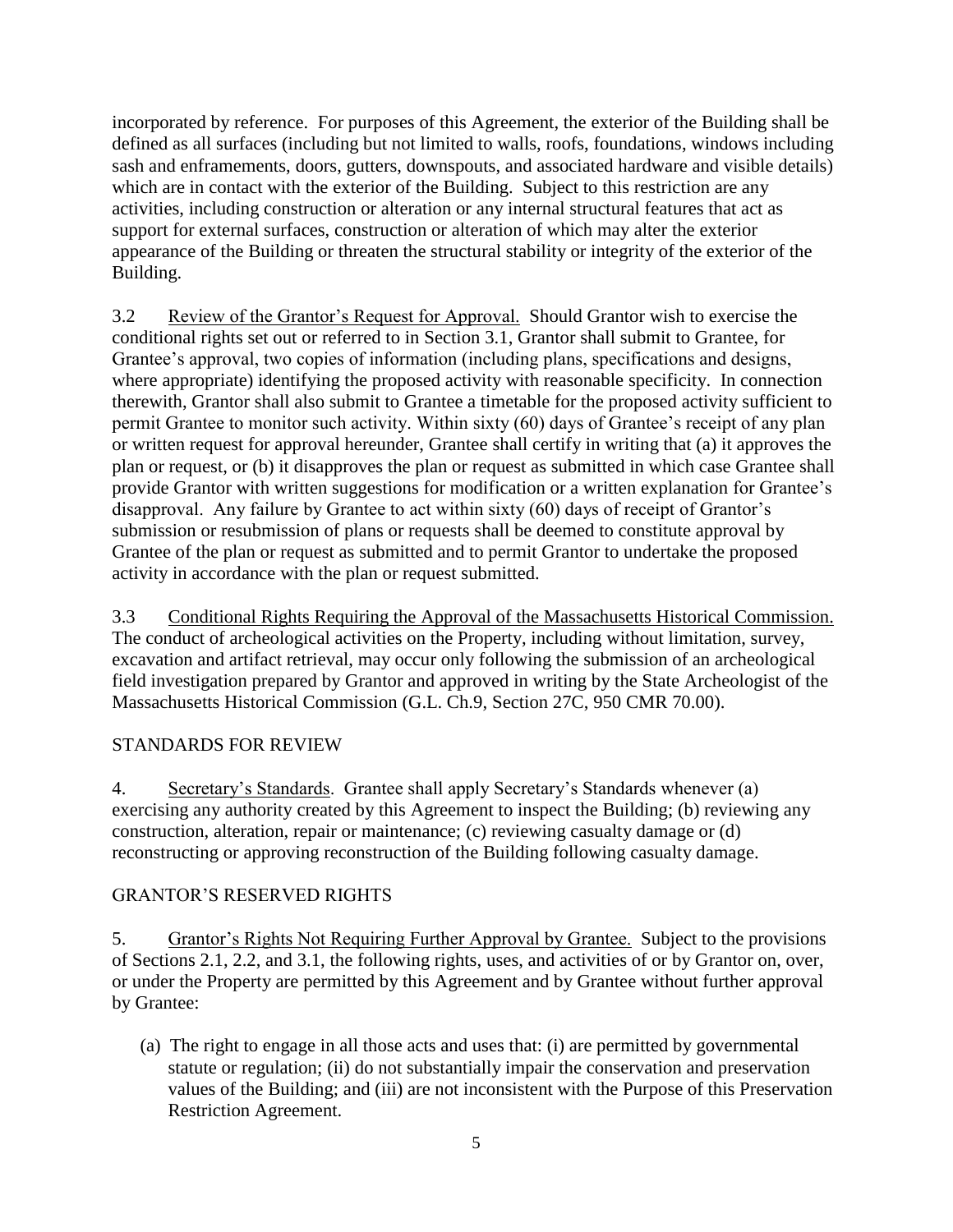incorporated by reference. For purposes of this Agreement, the exterior of the Building shall be defined as all surfaces (including but not limited to walls, roofs, foundations, windows including sash and enframements, doors, gutters, downspouts, and associated hardware and visible details) which are in contact with the exterior of the Building. Subject to this restriction are any activities, including construction or alteration or any internal structural features that act as support for external surfaces, construction or alteration of which may alter the exterior appearance of the Building or threaten the structural stability or integrity of the exterior of the Building.

3.2 Review of the Grantor's Request for Approval. Should Grantor wish to exercise the conditional rights set out or referred to in Section 3.1, Grantor shall submit to Grantee, for Grantee's approval, two copies of information (including plans, specifications and designs, where appropriate) identifying the proposed activity with reasonable specificity. In connection therewith, Grantor shall also submit to Grantee a timetable for the proposed activity sufficient to permit Grantee to monitor such activity. Within sixty (60) days of Grantee's receipt of any plan or written request for approval hereunder, Grantee shall certify in writing that (a) it approves the plan or request, or (b) it disapproves the plan or request as submitted in which case Grantee shall provide Grantor with written suggestions for modification or a written explanation for Grantee's disapproval. Any failure by Grantee to act within sixty (60) days of receipt of Grantor's submission or resubmission of plans or requests shall be deemed to constitute approval by Grantee of the plan or request as submitted and to permit Grantor to undertake the proposed activity in accordance with the plan or request submitted.

3.3 Conditional Rights Requiring the Approval of the Massachusetts Historical Commission. The conduct of archeological activities on the Property, including without limitation, survey, excavation and artifact retrieval, may occur only following the submission of an archeological field investigation prepared by Grantor and approved in writing by the State Archeologist of the Massachusetts Historical Commission (G.L. Ch.9, Section 27C, 950 CMR 70.00).

## STANDARDS FOR REVIEW

4. Secretary's Standards. Grantee shall apply Secretary's Standards whenever (a) exercising any authority created by this Agreement to inspect the Building; (b) reviewing any construction, alteration, repair or maintenance; (c) reviewing casualty damage or (d) reconstructing or approving reconstruction of the Building following casualty damage.

## GRANTOR'S RESERVED RIGHTS

5. Grantor's Rights Not Requiring Further Approval by Grantee. Subject to the provisions of Sections 2.1, 2.2, and 3.1, the following rights, uses, and activities of or by Grantor on, over, or under the Property are permitted by this Agreement and by Grantee without further approval by Grantee:

(a) The right to engage in all those acts and uses that: (i) are permitted by governmental statute or regulation; (ii) do not substantially impair the conservation and preservation values of the Building; and (iii) are not inconsistent with the Purpose of this Preservation Restriction Agreement.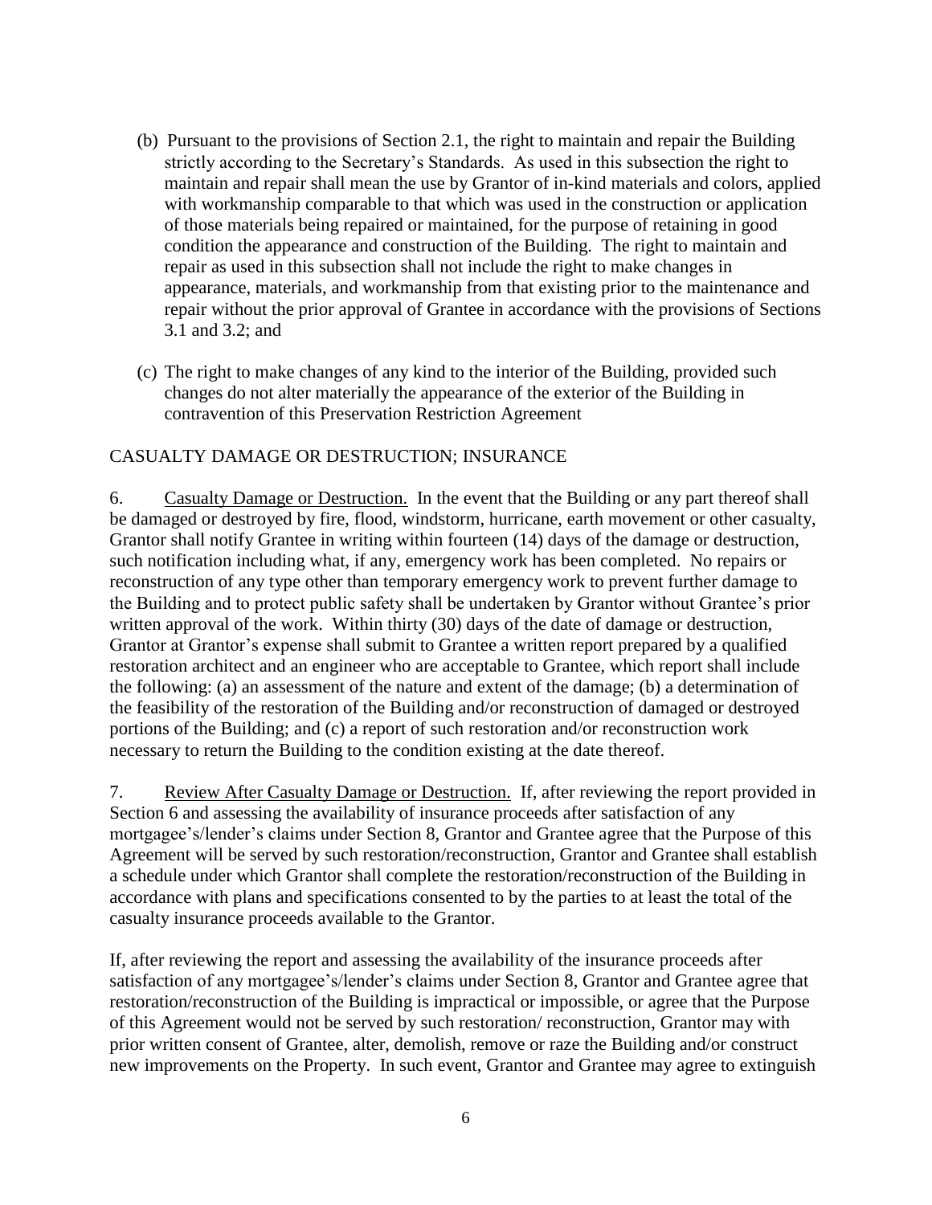(b) Pursuant to the provisions of Section 2.1, the right to maintain and repair the Building strictly according to the Secretary's Standards. As used in this subsection the right to maintain and repair shall mean the use by Grantor of in-kind materials and colors, applied with workmanship comparable to that which was used in the construction or application of those materials being repaired or maintained, for the purpose of retaining in good condition the appearance and construction of the Building. The right to maintain and repair as used in this subsection shall not include the right to make changes in appearance, materials, and workmanship from that existing prior to the maintenance and repair without the prior approval of Grantee in accordance with the provisions of Sections 3.1 and 3.2; and

(c) The right to make changes of any kind to the interior of the Building, provided such changes do not alter materially the appearance of the exterior of the Building in contravention of this Preservation Restriction Agreement

## CASUALTY DAMAGE OR DESTRUCTION; INSURANCE

6. Casualty Damage or Destruction. In the event that the Building or any part thereof shall be damaged or destroyed by fire, flood, windstorm, hurricane, earth movement or other casualty, Grantor shall notify Grantee in writing within fourteen (14) days of the damage or destruction, such notification including what, if any, emergency work has been completed. No repairs or reconstruction of any type other than temporary emergency work to prevent further damage to the Building and to protect public safety shall be undertaken by Grantor without Grantee's prior written approval of the work. Within thirty (30) days of the date of damage or destruction, Grantor at Grantor's expense shall submit to Grantee a written report prepared by a qualified restoration architect and an engineer who are acceptable to Grantee, which report shall include the following: (a) an assessment of the nature and extent of the damage; (b) a determination of the feasibility of the restoration of the Building and/or reconstruction of damaged or destroyed portions of the Building; and (c) a report of such restoration and/or reconstruction work necessary to return the Building to the condition existing at the date thereof.

7. Review After Casualty Damage or Destruction. If, after reviewing the report provided in Section 6 and assessing the availability of insurance proceeds after satisfaction of any mortgagee's/lender's claims under Section 8, Grantor and Grantee agree that the Purpose of this Agreement will be served by such restoration/reconstruction, Grantor and Grantee shall establish a schedule under which Grantor shall complete the restoration/reconstruction of the Building in accordance with plans and specifications consented to by the parties to at least the total of the casualty insurance proceeds available to the Grantor.

If, after reviewing the report and assessing the availability of the insurance proceeds after satisfaction of any mortgagee's/lender's claims under Section 8, Grantor and Grantee agree that restoration/reconstruction of the Building is impractical or impossible, or agree that the Purpose of this Agreement would not be served by such restoration/ reconstruction, Grantor may with prior written consent of Grantee, alter, demolish, remove or raze the Building and/or construct new improvements on the Property. In such event, Grantor and Grantee may agree to extinguish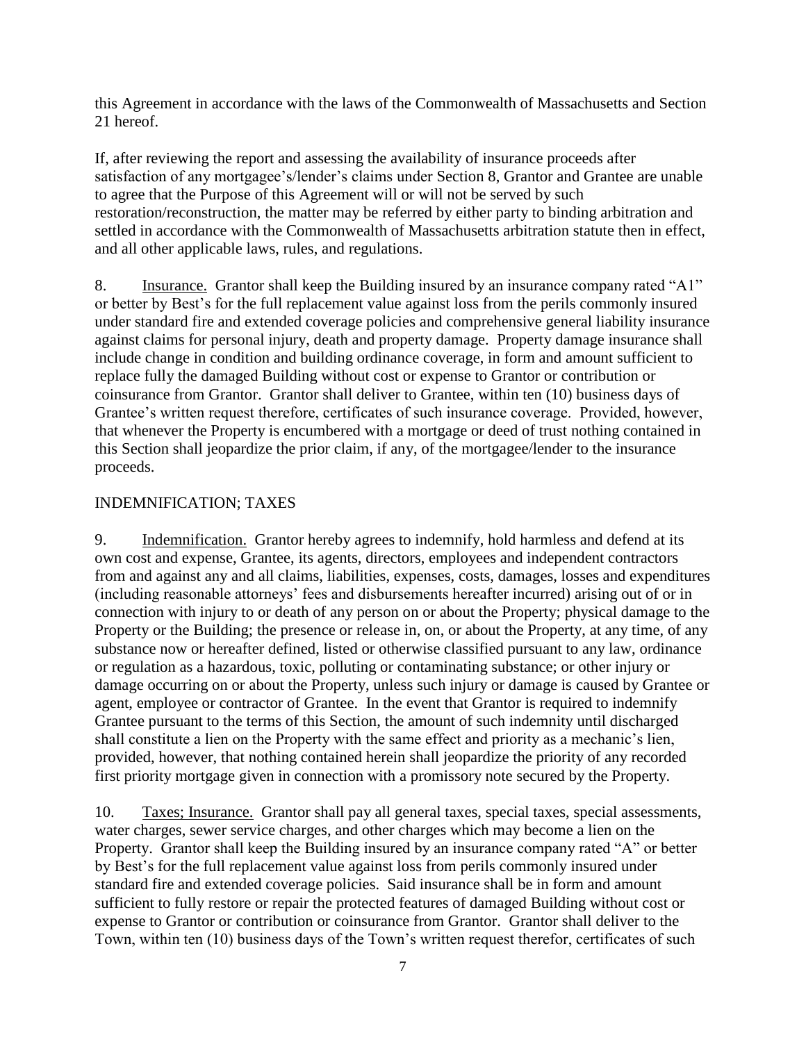this Agreement in accordance with the laws of the Commonwealth of Massachusetts and Section 21 hereof.

If, after reviewing the report and assessing the availability of insurance proceeds after satisfaction of any mortgagee's/lender's claims under Section 8, Grantor and Grantee are unable to agree that the Purpose of this Agreement will or will not be served by such restoration/reconstruction, the matter may be referred by either party to binding arbitration and settled in accordance with the Commonwealth of Massachusetts arbitration statute then in effect, and all other applicable laws, rules, and regulations.

8. Insurance. Grantor shall keep the Building insured by an insurance company rated "A1" or better by Best's for the full replacement value against loss from the perils commonly insured under standard fire and extended coverage policies and comprehensive general liability insurance against claims for personal injury, death and property damage. Property damage insurance shall include change in condition and building ordinance coverage, in form and amount sufficient to replace fully the damaged Building without cost or expense to Grantor or contribution or coinsurance from Grantor. Grantor shall deliver to Grantee, within ten (10) business days of Grantee's written request therefore, certificates of such insurance coverage. Provided, however, that whenever the Property is encumbered with a mortgage or deed of trust nothing contained in this Section shall jeopardize the prior claim, if any, of the mortgagee/lender to the insurance proceeds.

INDEMNIFICATION; TAXES

9. Indemnification. Grantor hereby agrees to indemnify, hold harmless and defend at its own cost and expense, Grantee, its agents, directors, employees and independent contractors from and against any and all claims, liabilities, expenses, costs, damages, losses and expenditures (including reasonable attorneys' fees and disbursements hereafter incurred) arising out of or in connection with injury to or death of any person on or about the Property; physical damage to the Property or the Building; the presence or release in, on, or about the Property, at any time, of any substance now or hereafter defined, listed or otherwise classified pursuant to any law, ordinance or regulation as a hazardous, toxic, polluting or contaminating substance; or other injury or damage occurring on or about the Property, unless such injury or damage is caused by Grantee or agent, employee or contractor of Grantee. In the event that Grantor is required to indemnify Grantee pursuant to the terms of this Section, the amount of such indemnity until discharged shall constitute a lien on the Property with the same effect and priority as a mechanic's lien, provided, however, that nothing contained herein shall jeopardize the priority of any recorded first priority mortgage given in connection with a promissory note secured by the Property.

10. Taxes; Insurance. Grantor shall pay all general taxes, special taxes, special assessments, water charges, sewer service charges, and other charges which may become a lien on the Property. Grantor shall keep the Building insured by an insurance company rated "A" or better by Best's for the full replacement value against loss from perils commonly insured under standard fire and extended coverage policies. Said insurance shall be in form and amount sufficient to fully restore or repair the protected features of damaged Building without cost or expense to Grantor or contribution or coinsurance from Grantor. Grantor shall deliver to the Town, within ten (10) business days of the Town's written request therefor, certificates of such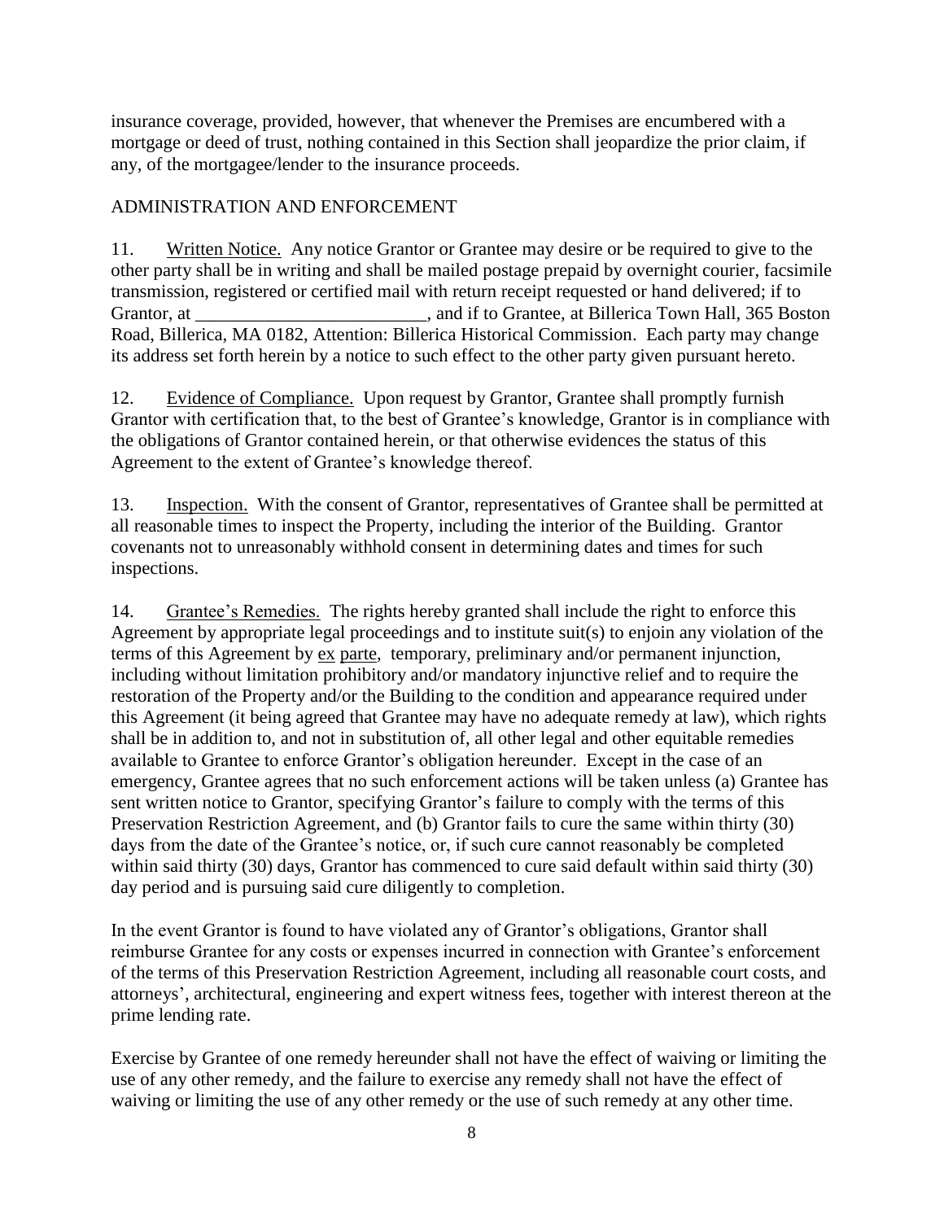insurance coverage, provided, however, that whenever the Premises are encumbered with a mortgage or deed of trust, nothing contained in this Section shall jeopardize the prior claim, if any, of the mortgagee/lender to the insurance proceeds.

ADMINISTRATION AND ENFORCEMENT

11. Written Notice. Any notice Grantor or Grantee may desire or be required to give to the other party shall be in writing and shall be mailed postage prepaid by overnight courier, facsimile transmission, registered or certified mail with return receipt requested or hand delivered; if to Grantor, at _________________________, and if to Grantee, at Billerica Town Hall, 365 Boston Road, Billerica, MA 0182, Attention: Billerica Historical Commission. Each party may change its address set forth herein by a notice to such effect to the other party given pursuant hereto.

12. Evidence of Compliance. Upon request by Grantor, Grantee shall promptly furnish Grantor with certification that, to the best of Grantee's knowledge, Grantor is in compliance with the obligations of Grantor contained herein, or that otherwise evidences the status of this Agreement to the extent of Grantee's knowledge thereof.

13. Inspection. With the consent of Grantor, representatives of Grantee shall be permitted at all reasonable times to inspect the Property, including the interior of the Building. Grantor covenants not to unreasonably withhold consent in determining dates and times for such inspections.

14. Grantee's Remedies. The rights hereby granted shall include the right to enforce this Agreement by appropriate legal proceedings and to institute suit(s) to enjoin any violation of the terms of this Agreement by ex parte, temporary, preliminary and/or permanent injunction, including without limitation prohibitory and/or mandatory injunctive relief and to require the restoration of the Property and/or the Building to the condition and appearance required under this Agreement (it being agreed that Grantee may have no adequate remedy at law), which rights shall be in addition to, and not in substitution of, all other legal and other equitable remedies available to Grantee to enforce Grantor's obligation hereunder. Except in the case of an emergency, Grantee agrees that no such enforcement actions will be taken unless (a) Grantee has sent written notice to Grantor, specifying Grantor's failure to comply with the terms of this Preservation Restriction Agreement, and (b) Grantor fails to cure the same within thirty (30) days from the date of the Grantee's notice, or, if such cure cannot reasonably be completed within said thirty (30) days, Grantor has commenced to cure said default within said thirty (30) day period and is pursuing said cure diligently to completion.

In the event Grantor is found to have violated any of Grantor's obligations, Grantor shall reimburse Grantee for any costs or expenses incurred in connection with Grantee's enforcement of the terms of this Preservation Restriction Agreement, including all reasonable court costs, and attorneys', architectural, engineering and expert witness fees, together with interest thereon at the prime lending rate.

Exercise by Grantee of one remedy hereunder shall not have the effect of waiving or limiting the use of any other remedy, and the failure to exercise any remedy shall not have the effect of waiving or limiting the use of any other remedy or the use of such remedy at any other time.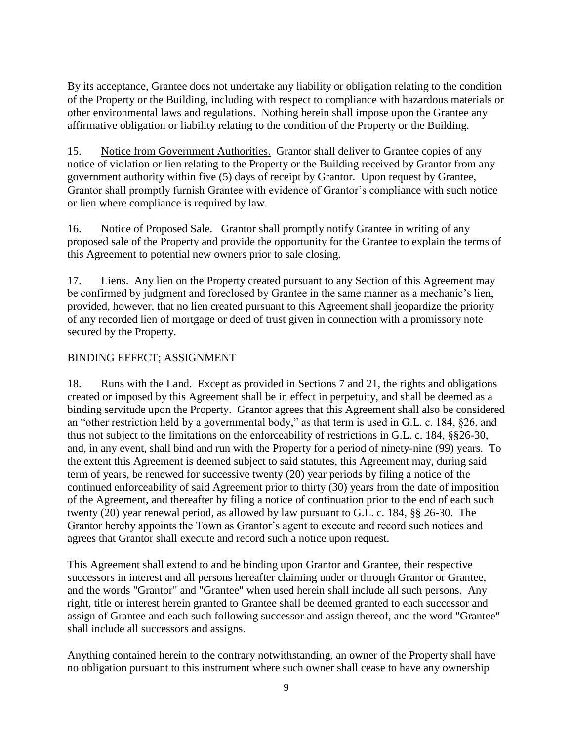By its acceptance, Grantee does not undertake any liability or obligation relating to the condition of the Property or the Building, including with respect to compliance with hazardous materials or other environmental laws and regulations. Nothing herein shall impose upon the Grantee any affirmative obligation or liability relating to the condition of the Property or the Building.

15. Notice from Government Authorities. Grantor shall deliver to Grantee copies of any notice of violation or lien relating to the Property or the Building received by Grantor from any government authority within five (5) days of receipt by Grantor. Upon request by Grantee, Grantor shall promptly furnish Grantee with evidence of Grantor's compliance with such notice or lien where compliance is required by law.

16. Notice of Proposed Sale. Grantor shall promptly notify Grantee in writing of any proposed sale of the Property and provide the opportunity for the Grantee to explain the terms of this Agreement to potential new owners prior to sale closing.

17. Liens. Any lien on the Property created pursuant to any Section of this Agreement may be confirmed by judgment and foreclosed by Grantee in the same manner as a mechanic's lien, provided, however, that no lien created pursuant to this Agreement shall jeopardize the priority of any recorded lien of mortgage or deed of trust given in connection with a promissory note secured by the Property.

BINDING EFFECT; ASSIGNMENT

18. Runs with the Land. Except as provided in Sections 7 and 21, the rights and obligations created or imposed by this Agreement shall be in effect in perpetuity, and shall be deemed as a binding servitude upon the Property. Grantor agrees that this Agreement shall also be considered an "other restriction held by a governmental body," as that term is used in G.L. c. 184, §26, and thus not subject to the limitations on the enforceability of restrictions in G.L. c. 184, §§26-30, and, in any event, shall bind and run with the Property for a period of ninety-nine (99) years. To the extent this Agreement is deemed subject to said statutes, this Agreement may, during said term of years, be renewed for successive twenty (20) year periods by filing a notice of the continued enforceability of said Agreement prior to thirty (30) years from the date of imposition of the Agreement, and thereafter by filing a notice of continuation prior to the end of each such twenty (20) year renewal period, as allowed by law pursuant to G.L. c. 184, §§ 26-30. The Grantor hereby appoints the Town as Grantor's agent to execute and record such notices and agrees that Grantor shall execute and record such a notice upon request.

This Agreement shall extend to and be binding upon Grantor and Grantee, their respective successors in interest and all persons hereafter claiming under or through Grantor or Grantee, and the words "Grantor" and "Grantee" when used herein shall include all such persons. Any right, title or interest herein granted to Grantee shall be deemed granted to each successor and assign of Grantee and each such following successor and assign thereof, and the word "Grantee" shall include all successors and assigns.

Anything contained herein to the contrary notwithstanding, an owner of the Property shall have no obligation pursuant to this instrument where such owner shall cease to have any ownership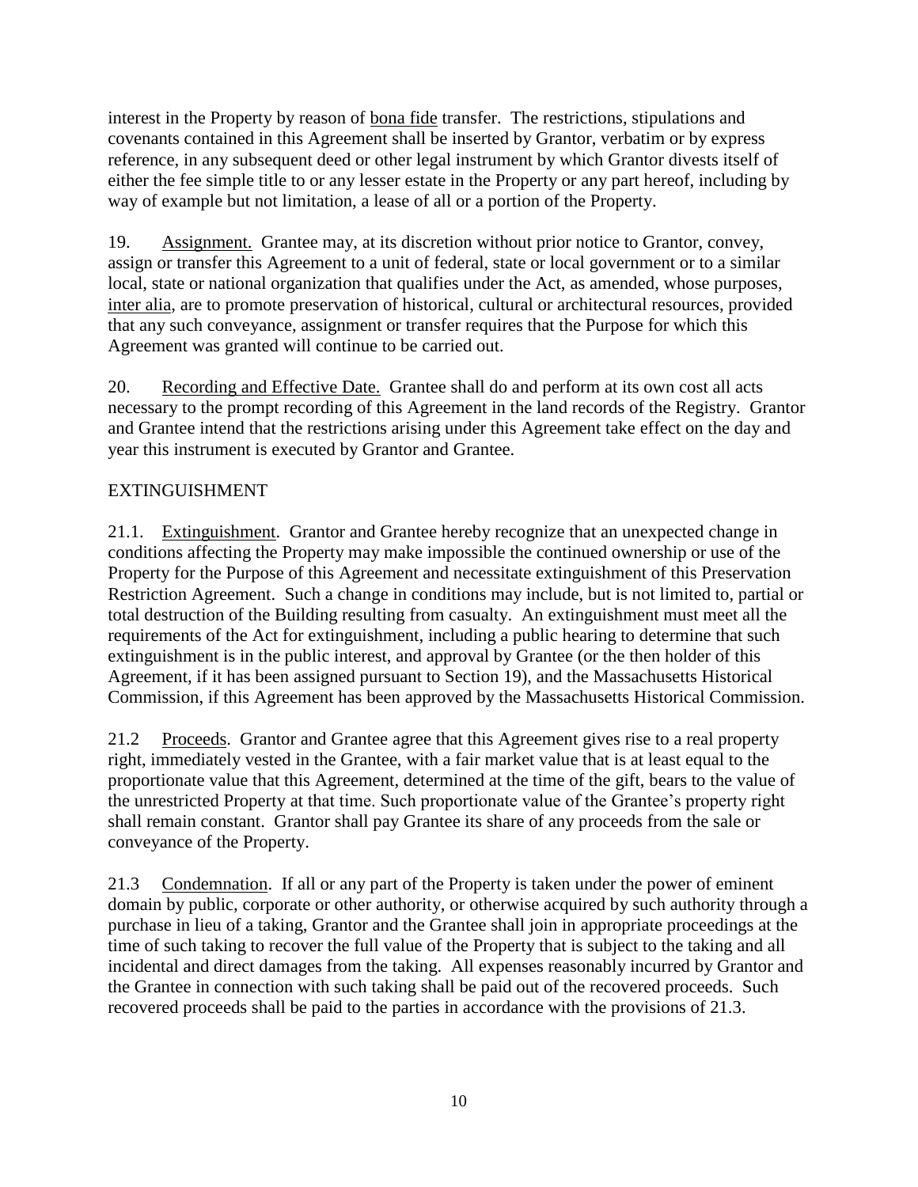interest in the Property by reason of bona fide transfer. The restrictions, stipulations and covenants contained in this Agreement shall be inserted by Grantor, verbatim or by express reference, in any subsequent deed or other legal instrument by which Grantor divests itself of either the fee simple title to or any lesser estate in the Property or any part hereof, including by way of example but not limitation, a lease of all or a portion of the Property.

19. Assignment. Grantee may, at its discretion without prior notice to Grantor, convey, assign or transfer this Agreement to a unit of federal, state or local government or to a similar local, state or national organization that qualifies under the Act, as amended, whose purposes, inter alia, are to promote preservation of historical, cultural or architectural resources, provided that any such conveyance, assignment or transfer requires that the Purpose for which this Agreement was granted will continue to be carried out.

20. Recording and Effective Date. Grantee shall do and perform at its own cost all acts necessary to the prompt recording of this Agreement in the land records of the Registry. Grantor and Grantee intend that the restrictions arising under this Agreement take effect on the day and year this instrument is executed by Grantor and Grantee.

## EXTINGUISHMENT

21.1. Extinguishment. Grantor and Grantee hereby recognize that an unexpected change in conditions affecting the Property may make impossible the continued ownership or use of the Property for the Purpose of this Agreement and necessitate extinguishment of this Preservation Restriction Agreement. Such a change in conditions may include, but is not limited to, partial or total destruction of the Building resulting from casualty. An extinguishment must meet all the requirements of the Act for extinguishment, including a public hearing to determine that such extinguishment is in the public interest, and approval by Grantee (or the then holder of this Agreement, if it has been assigned pursuant to Section 19), and the Massachusetts Historical Commission, if this Agreement has been approved by the Massachusetts Historical Commission.

21.2 Proceeds. Grantor and Grantee agree that this Agreement gives rise to a real property right, immediately vested in the Grantee, with a fair market value that is at least equal to the proportionate value that this Agreement, determined at the time of the gift, bears to the value of the unrestricted Property at that time. Such proportionate value of the Grantee's property right shall remain constant. Grantor shall pay Grantee its share of any proceeds from the sale or conveyance of the Property.

21.3 Condemnation. If all or any part of the Property is taken under the power of eminent domain by public, corporate or other authority, or otherwise acquired by such authority through a purchase in lieu of a taking, Grantor and the Grantee shall join in appropriate proceedings at the time of such taking to recover the full value of the Property that is subject to the taking and all incidental and direct damages from the taking. All expenses reasonably incurred by Grantor and the Grantee in connection with such taking shall be paid out of the recovered proceeds. Such recovered proceeds shall be paid to the parties in accordance with the provisions of 21.3.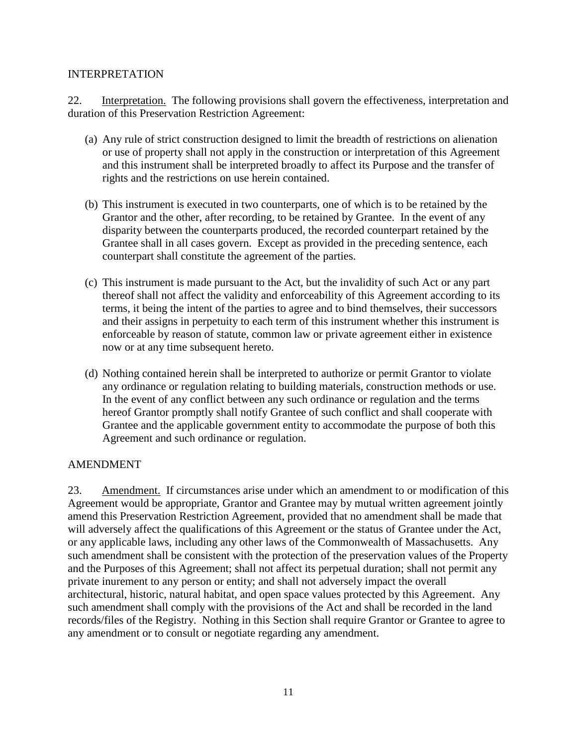## INTERPRETATION

22. Interpretation. The following provisions shall govern the effectiveness, interpretation and duration of this Preservation Restriction Agreement:

(a) Any rule of strict construction designed to limit the breadth of restrictions on alienation or use of property shall not apply in the construction or interpretation of this Agreement and this instrument shall be interpreted broadly to affect its Purpose and the transfer of rights and the restrictions on use herein contained.

(b) This instrument is executed in two counterparts, one of which is to be retained by the Grantor and the other, after recording, to be retained by Grantee. In the event of any disparity between the counterparts produced, the recorded counterpart retained by the Grantee shall in all cases govern. Except as provided in the preceding sentence, each counterpart shall constitute the agreement of the parties.

(c) This instrument is made pursuant to the Act, but the invalidity of such Act or any part thereof shall not affect the validity and enforceability of this Agreement according to its terms, it being the intent of the parties to agree and to bind themselves, their successors and their assigns in perpetuity to each term of this instrument whether this instrument is enforceable by reason of statute, common law or private agreement either in existence now or at any time subsequent hereto.

(d) Nothing contained herein shall be interpreted to authorize or permit Grantor to violate any ordinance or regulation relating to building materials, construction methods or use. In the event of any conflict between any such ordinance or regulation and the terms hereof Grantor promptly shall notify Grantee of such conflict and shall cooperate with Grantee and the applicable government entity to accommodate the purpose of both this Agreement and such ordinance or regulation.

## AMENDMENT

23. Amendment. If circumstances arise under which an amendment to or modification of this Agreement would be appropriate, Grantor and Grantee may by mutual written agreement jointly amend this Preservation Restriction Agreement, provided that no amendment shall be made that will adversely affect the qualifications of this Agreement or the status of Grantee under the Act, or any applicable laws, including any other laws of the Commonwealth of Massachusetts. Any such amendment shall be consistent with the protection of the preservation values of the Property and the Purposes of this Agreement; shall not affect its perpetual duration; shall not permit any private inurement to any person or entity; and shall not adversely impact the overall architectural, historic, natural habitat, and open space values protected by this Agreement. Any such amendment shall comply with the provisions of the Act and shall be recorded in the land records/files of the Registry. Nothing in this Section shall require Grantor or Grantee to agree to any amendment or to consult or negotiate regarding any amendment.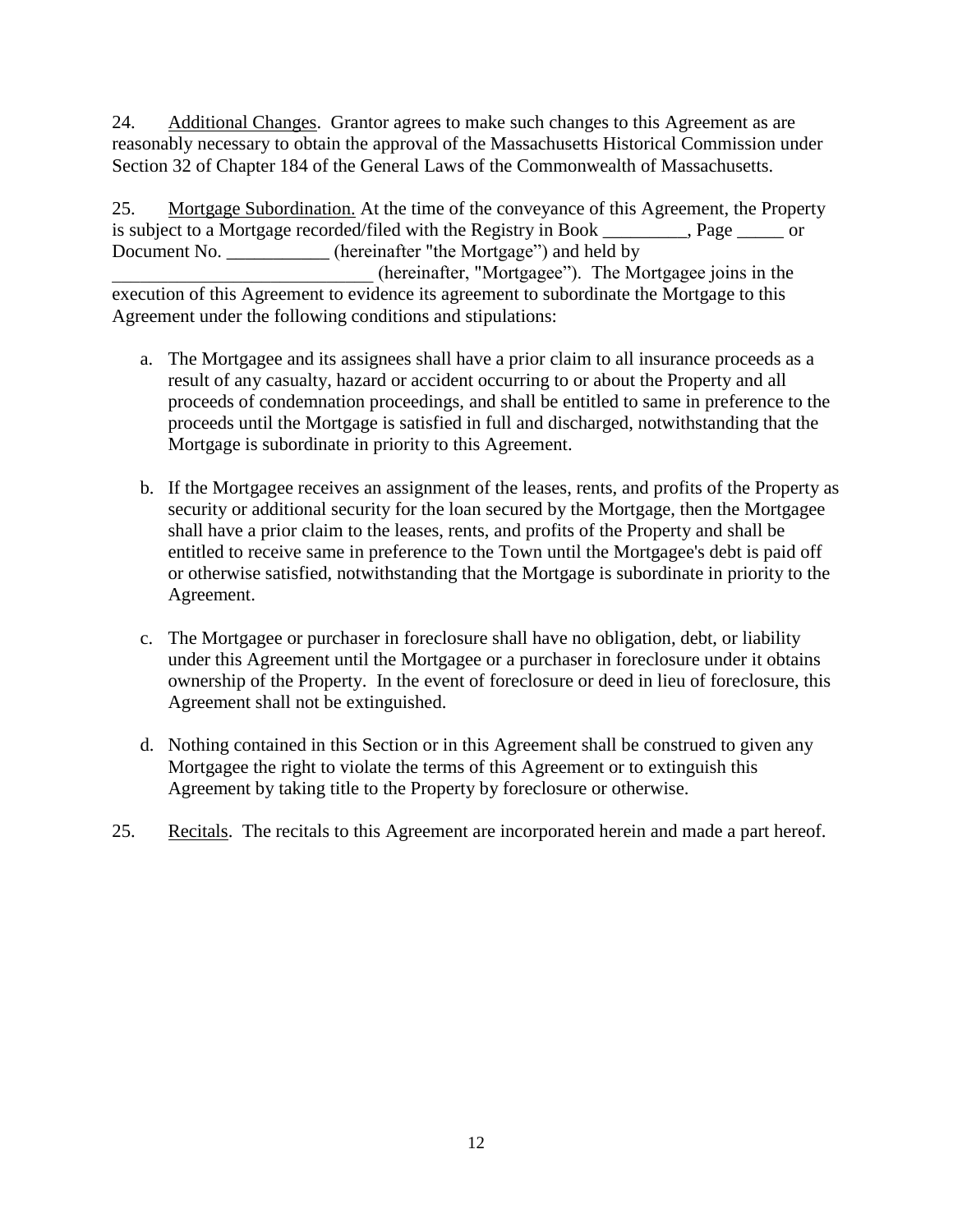24. Additional Changes. Grantor agrees to make such changes to this Agreement as are reasonably necessary to obtain the approval of the Massachusetts Historical Commission under Section 32 of Chapter 184 of the General Laws of the Commonwealth of Massachusetts.

25. Mortgage Subordination. At the time of the conveyance of this Agreement, the Property is subject to a Mortgage recorded/filed with the Registry in Book _________, Page _____ or Document No. ___________ (hereinafter "the Mortgage") and held by ____________________________ (hereinafter, "Mortgagee"). The Mortgagee joins in the execution of this Agreement to evidence its agreement to subordinate the Mortgage to this Agreement under the following conditions and stipulations:

a. The Mortgagee and its assignees shall have a prior claim to all insurance proceeds as a result of any casualty, hazard or accident occurring to or about the Property and all proceeds of condemnation proceedings, and shall be entitled to same in preference to the proceeds until the Mortgage is satisfied in full and discharged, notwithstanding that the Mortgage is subordinate in priority to this Agreement.

b. If the Mortgagee receives an assignment of the leases, rents, and profits of the Property as security or additional security for the loan secured by the Mortgage, then the Mortgagee shall have a prior claim to the leases, rents, and profits of the Property and shall be entitled to receive same in preference to the Town until the Mortgagee's debt is paid off or otherwise satisfied, notwithstanding that the Mortgage is subordinate in priority to the Agreement.

c. The Mortgagee or purchaser in foreclosure shall have no obligation, debt, or liability under this Agreement until the Mortgagee or a purchaser in foreclosure under it obtains ownership of the Property. In the event of foreclosure or deed in lieu of foreclosure, this Agreement shall not be extinguished.

d. Nothing contained in this Section or in this Agreement shall be construed to given any Mortgagee the right to violate the terms of this Agreement or to extinguish this Agreement by taking title to the Property by foreclosure or otherwise.

25. Recitals. The recitals to this Agreement are incorporated herein and made a part hereof.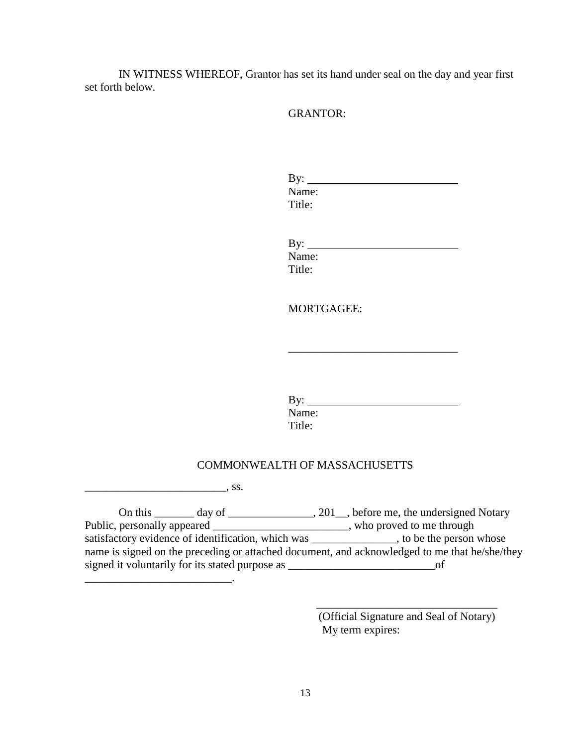IN WITNESS WHEREOF, Grantor has set its hand under seal on the day and year first set forth below.

GRANTOR:

By: ____________________________
Name:
Title:

By: ____________________________
Name:
Title:

MORTGAGEE:

______________________________

By: ____________________________
Name:
Title:

COMMONWEALTH OF MASSACHUSETTS

_________________________, ss.

On this _______ day of _______________, 201__, before me, the undersigned Notary Public, personally appeared ________________________, who proved to me through satisfactory evidence of identification, which was _______________, to be the person whose name is signed on the preceding or attached document, and acknowledged to me that he/she/they signed it voluntarily for its stated purpose as __________________________of __________________________.

_________________________________
(Official Signature and Seal of Notary)
My term expires: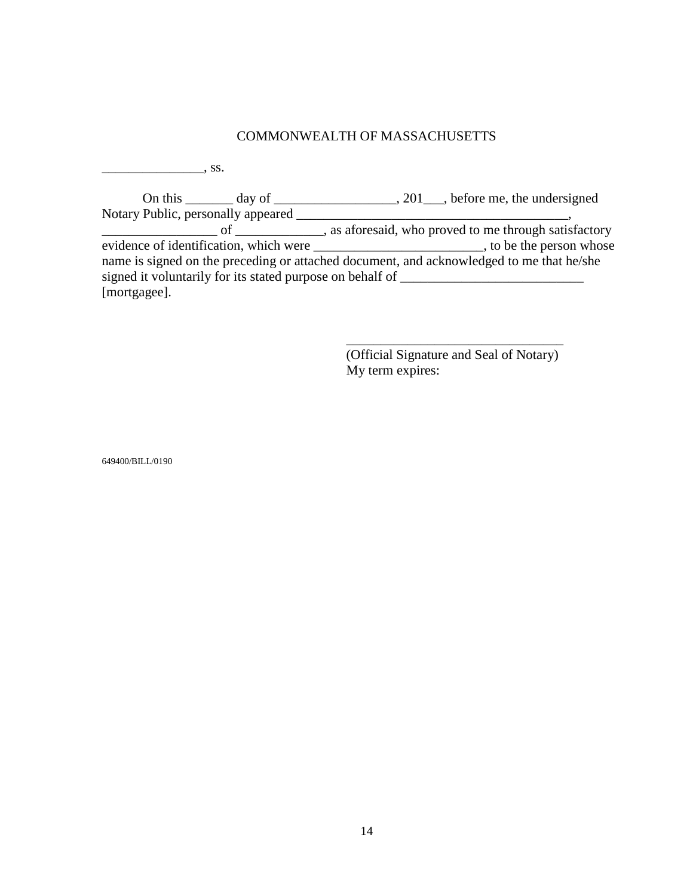COMMONWEALTH OF MASSACHUSETTS

_______________, ss.

On this _______ day of __________________, 201___, before me, the undersigned Notary Public, personally appeared _________________________________________, _________________ of _____________, as aforesaid, who proved to me through satisfactory evidence of identification, which were _________________________, to be the person whose name is signed on the preceding or attached document, and acknowledged to me that he/she signed it voluntarily for its stated purpose on behalf of ___________________________ [mortgagee].

________________________________
(Official Signature and Seal of Notary)
My term expires:

649400/BILL/0190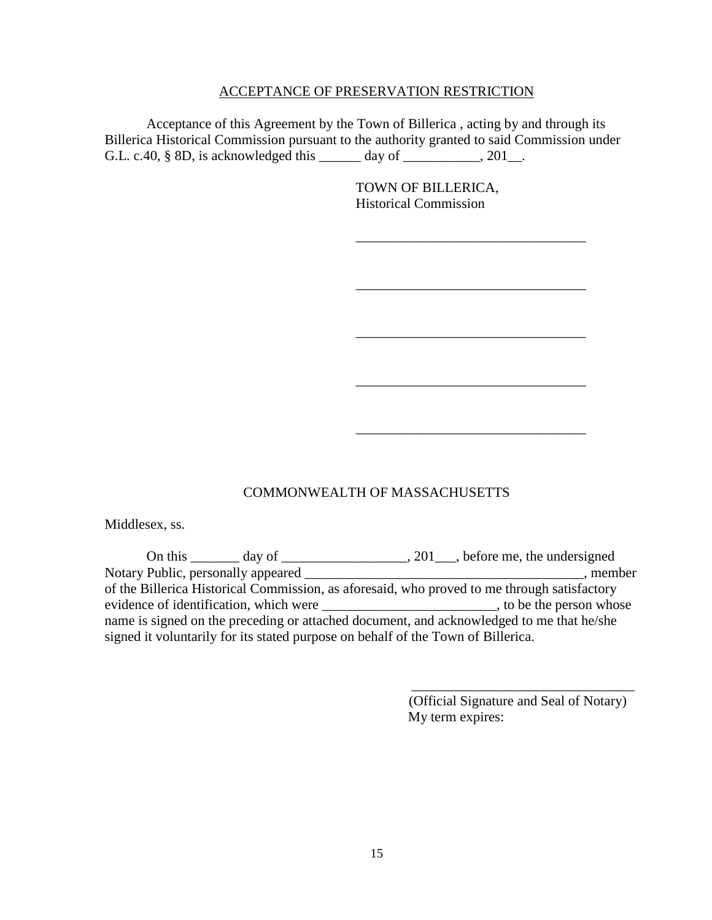ACCEPTANCE OF PRESERVATION RESTRICTION

Acceptance of this Agreement by the Town of Billerica , acting by and through its Billerica Historical Commission pursuant to the authority granted to said Commission under G.L. c.40, § 8D, is acknowledged this ______ day of ___________, 201__.

TOWN OF BILLERICA,
Historical Commission

_________________________________

_________________________________

_________________________________

_________________________________

_________________________________

COMMONWEALTH OF MASSACHUSETTS

Middlesex, ss.

On this _______ day of __________________, 201___, before me, the undersigned Notary Public, personally appeared ________________________________________, member of the Billerica Historical Commission, as aforesaid, who proved to me through satisfactory evidence of identification, which were _________________________, to be the person whose name is signed on the preceding or attached document, and acknowledged to me that he/she signed it voluntarily for its stated purpose on behalf of the Town of Billerica.

________________________________
(Official Signature and Seal of Notary)
My term expires: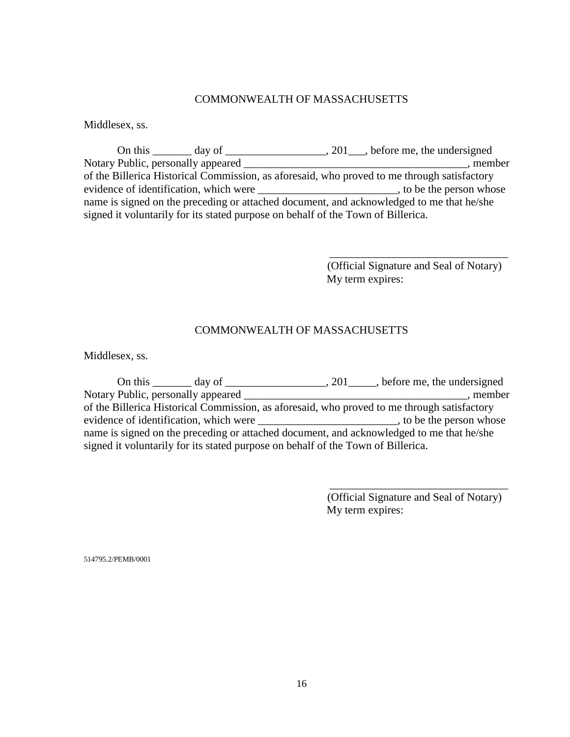COMMONWEALTH OF MASSACHUSETTS

Middlesex, ss.

On this _______ day of __________________, 201___, before me, the undersigned Notary Public, personally appeared ________________________________________, member of the Billerica Historical Commission, as aforesaid, who proved to me through satisfactory evidence of identification, which were _________________________, to be the person whose name is signed on the preceding or attached document, and acknowledged to me that he/she signed it voluntarily for its stated purpose on behalf of the Town of Billerica.

_________________________________
(Official Signature and Seal of Notary)
My term expires:

COMMONWEALTH OF MASSACHUSETTS

Middlesex, ss.

On this _______ day of __________________, 201_____, before me, the undersigned Notary Public, personally appeared ________________________________________, member of the Billerica Historical Commission, as aforesaid, who proved to me through satisfactory evidence of identification, which were _________________________, to be the person whose name is signed on the preceding or attached document, and acknowledged to me that he/she signed it voluntarily for its stated purpose on behalf of the Town of Billerica.

_________________________________
(Official Signature and Seal of Notary)
My term expires:

514795.2/PEMB/0001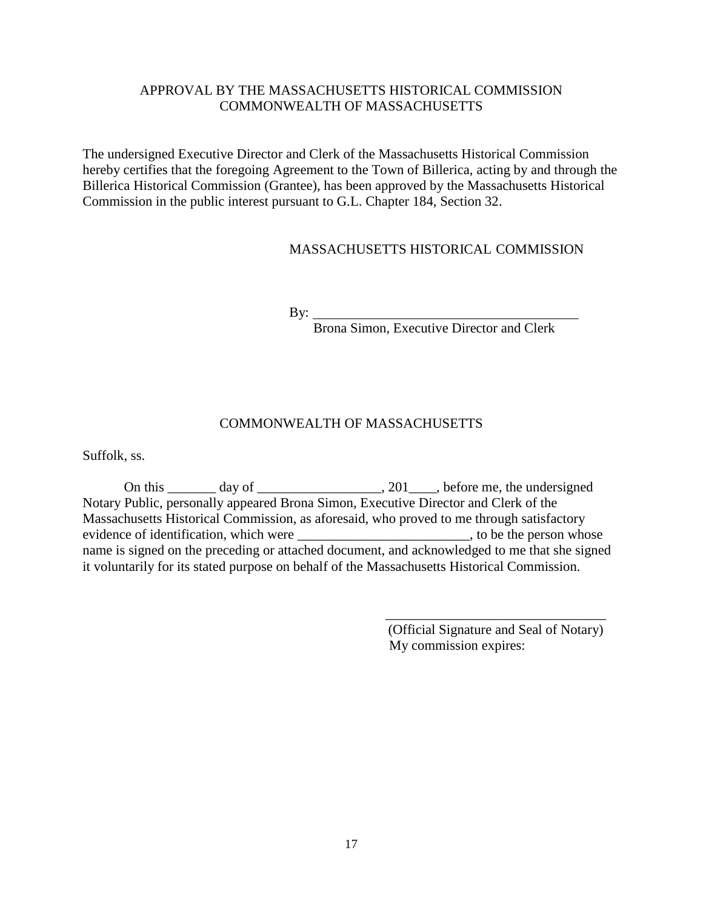APPROVAL BY THE MASSACHUSETTS HISTORICAL COMMISSION
COMMONWEALTH OF MASSACHUSETTS

The undersigned Executive Director and Clerk of the Massachusetts Historical Commission hereby certifies that the foregoing Agreement to the Town of Billerica, acting by and through the Billerica Historical Commission (Grantee), has been approved by the Massachusetts Historical Commission in the public interest pursuant to G.L. Chapter 184, Section 32.

MASSACHUSETTS HISTORICAL COMMISSION

By: ________________________________________
Brona Simon, Executive Director and Clerk

COMMONWEALTH OF MASSACHUSETTS

Suffolk, ss.

On this _______ day of __________________, 201____, before me, the undersigned Notary Public, personally appeared Brona Simon, Executive Director and Clerk of the Massachusetts Historical Commission, as aforesaid, who proved to me through satisfactory evidence of identification, which were _________________________, to be the person whose name is signed on the preceding or attached document, and acknowledged to me that she signed it voluntarily for its stated purpose on behalf of the Massachusetts Historical Commission.

_________________________________
(Official Signature and Seal of Notary)
My commission expires: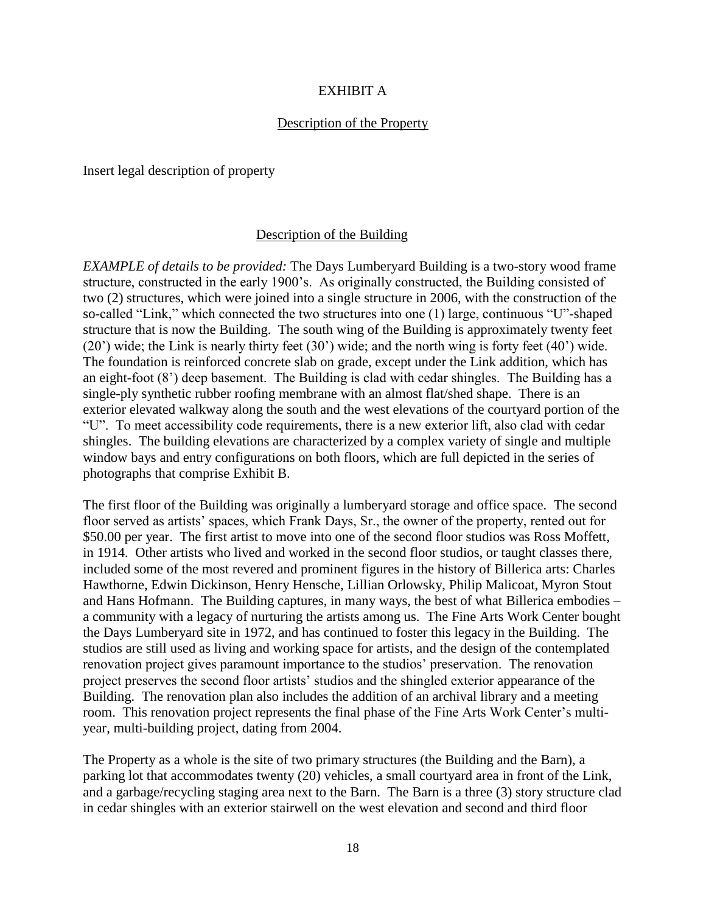# EXHIBIT A

## Description of the Property

Insert legal description of property

## Description of the Building

*EXAMPLE of details to be provided:* The Days Lumberyard Building is a two-story wood frame structure, constructed in the early 1900's. As originally constructed, the Building consisted of two (2) structures, which were joined into a single structure in 2006, with the construction of the so-called "Link," which connected the two structures into one (1) large, continuous "U"-shaped structure that is now the Building. The south wing of the Building is approximately twenty feet (20') wide; the Link is nearly thirty feet (30') wide; and the north wing is forty feet (40') wide. The foundation is reinforced concrete slab on grade, except under the Link addition, which has an eight-foot (8') deep basement. The Building is clad with cedar shingles. The Building has a single-ply synthetic rubber roofing membrane with an almost flat/shed shape. There is an exterior elevated walkway along the south and the west elevations of the courtyard portion of the "U". To meet accessibility code requirements, there is a new exterior lift, also clad with cedar shingles. The building elevations are characterized by a complex variety of single and multiple window bays and entry configurations on both floors, which are full depicted in the series of photographs that comprise Exhibit B.

The first floor of the Building was originally a lumberyard storage and office space. The second floor served as artists' spaces, which Frank Days, Sr., the owner of the property, rented out for $50.00 per year. The first artist to move into one of the second floor studios was Ross Moffett, in 1914. Other artists who lived and worked in the second floor studios, or taught classes there, included some of the most revered and prominent figures in the history of Billerica arts: Charles Hawthorne, Edwin Dickinson, Henry Hensche, Lillian Orlowsky, Philip Malicoat, Myron Stout and Hans Hofmann. The Building captures, in many ways, the best of what Billerica embodies – a community with a legacy of nurturing the artists among us. The Fine Arts Work Center bought the Days Lumberyard site in 1972, and has continued to foster this legacy in the Building. The studios are still used as living and working space for artists, and the design of the contemplated renovation project gives paramount importance to the studios' preservation. The renovation project preserves the second floor artists' studios and the shingled exterior appearance of the Building. The renovation plan also includes the addition of an archival library and a meeting room. This renovation project represents the final phase of the Fine Arts Work Center's multi-year, multi-building project, dating from 2004.

The Property as a whole is the site of two primary structures (the Building and the Barn), a parking lot that accommodates twenty (20) vehicles, a small courtyard area in front of the Link, and a garbage/recycling staging area next to the Barn. The Barn is a three (3) story structure clad in cedar shingles with an exterior stairwell on the west elevation and second and third floor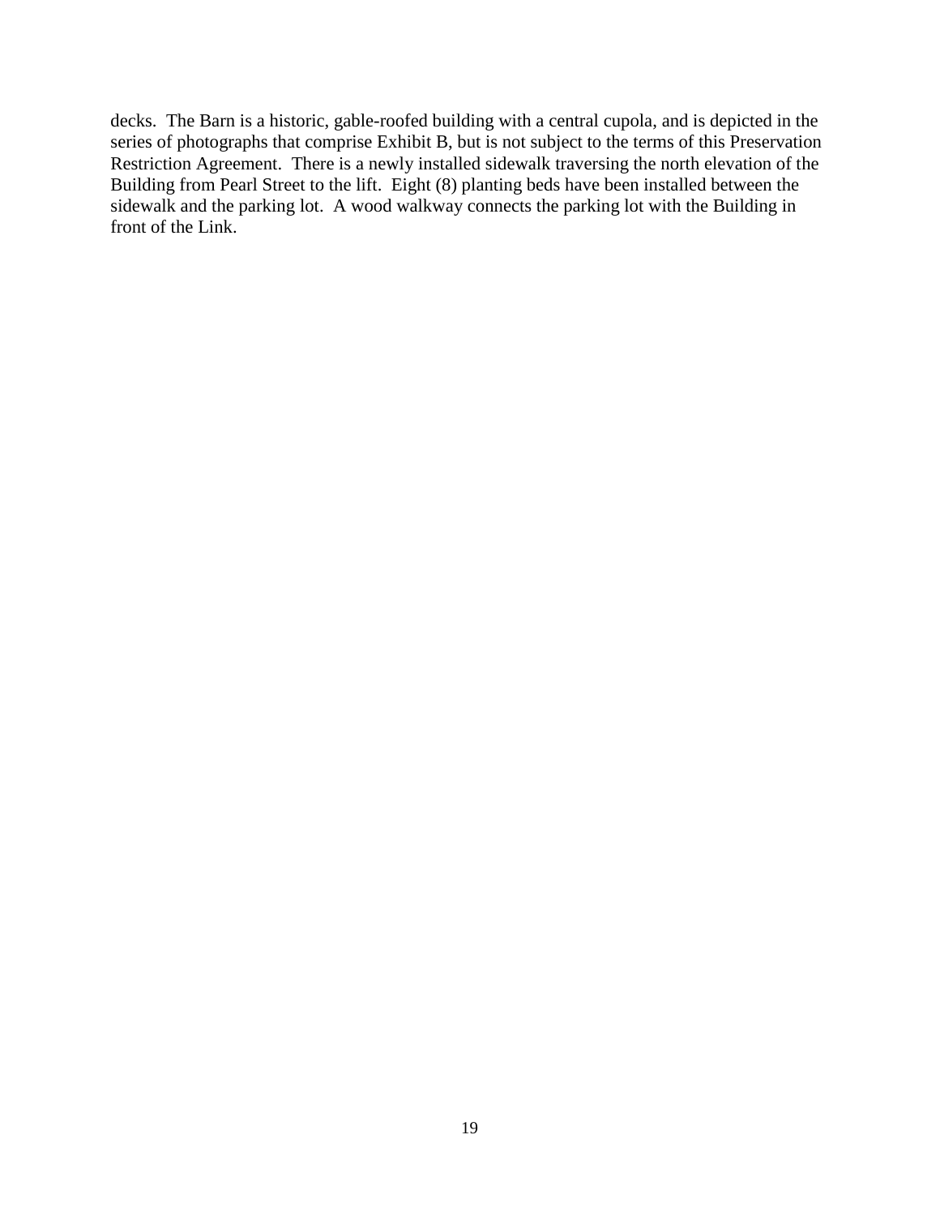decks. The Barn is a historic, gable-roofed building with a central cupola, and is depicted in the series of photographs that comprise Exhibit B, but is not subject to the terms of this Preservation Restriction Agreement. There is a newly installed sidewalk traversing the north elevation of the Building from Pearl Street to the lift. Eight (8) planting beds have been installed between the sidewalk and the parking lot. A wood walkway connects the parking lot with the Building in front of the Link.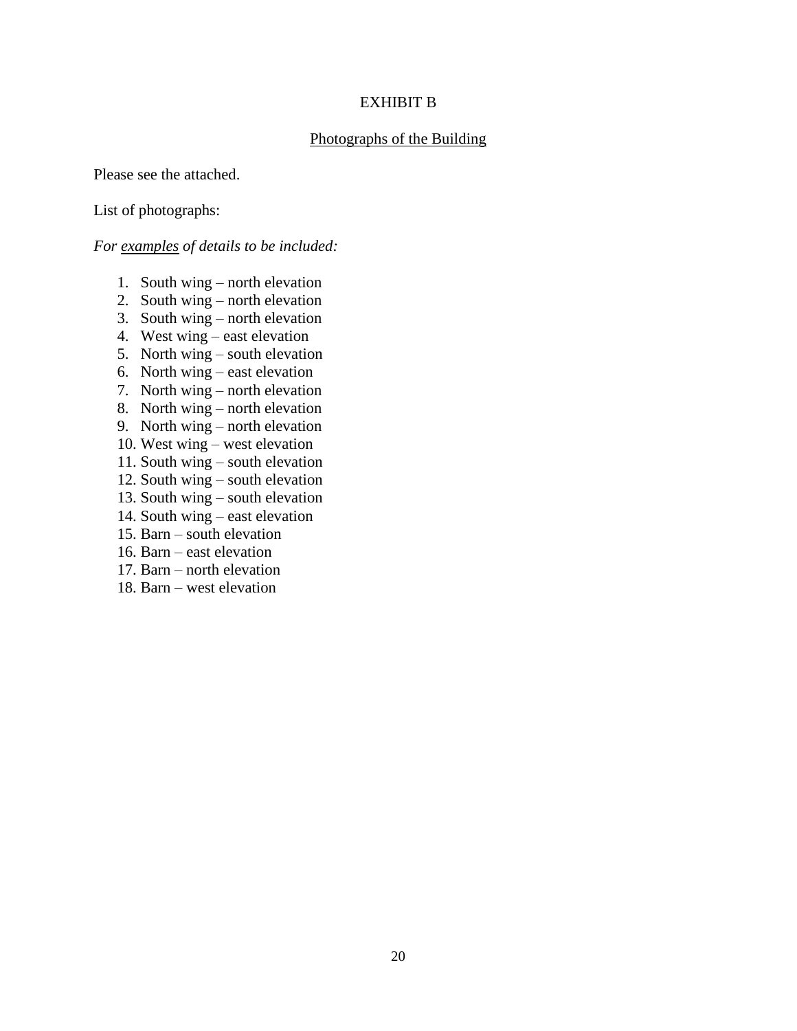# EXHIBIT B

## Photographs of the Building

Please see the attached.

List of photographs:

*For examples of details to be included:*

1. South wing – north elevation
2. South wing – north elevation
3. South wing – north elevation
4. West wing – east elevation
5. North wing – south elevation
6. North wing – east elevation
7. North wing – north elevation
8. North wing – north elevation
9. North wing – north elevation
10. West wing – west elevation
11. South wing – south elevation
12. South wing – south elevation
13. South wing – south elevation
14. South wing – east elevation
15. Barn – south elevation
16. Barn – east elevation
17. Barn – north elevation
18. Barn – west elevation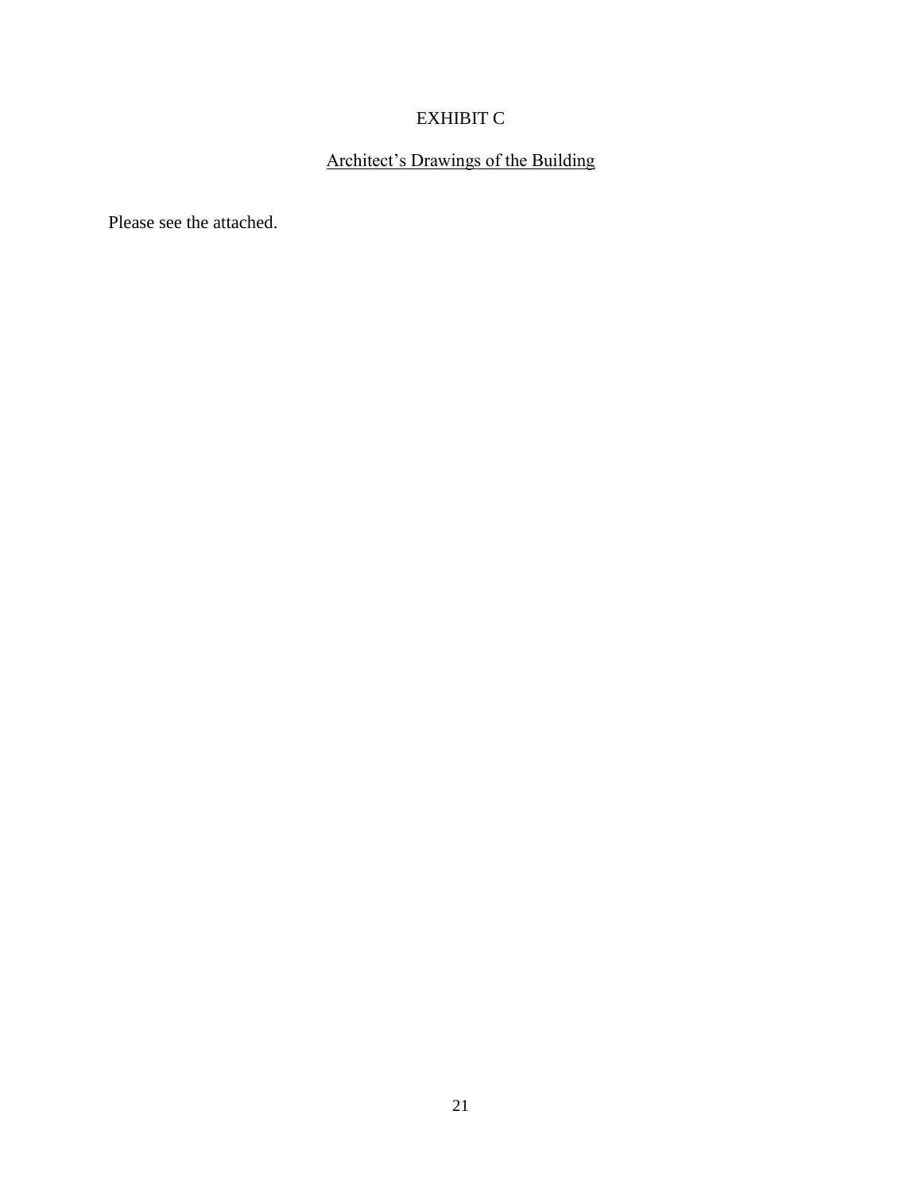# EXHIBIT C

## Architect's Drawings of the Building

Please see the attached.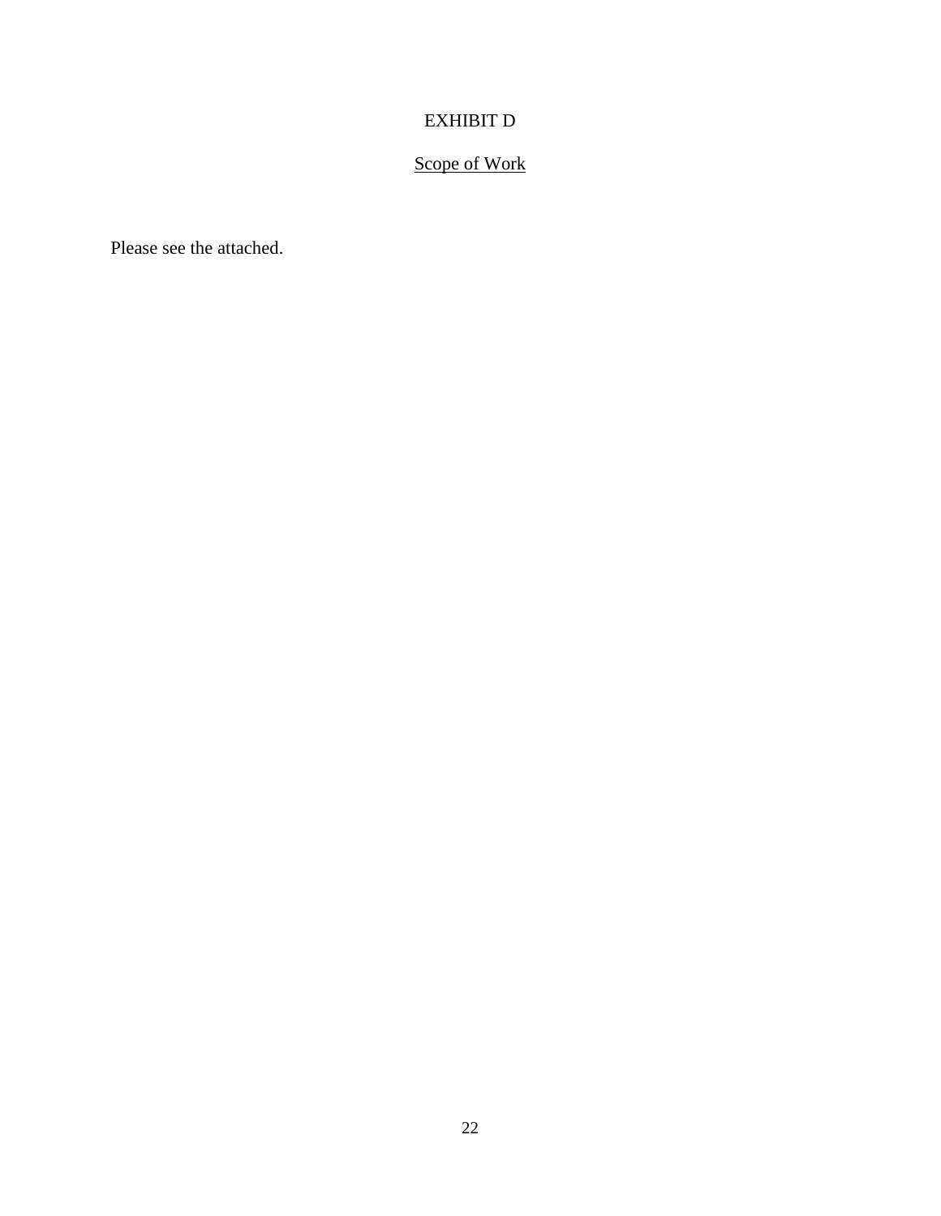# EXHIBIT D

## <u>Scope of Work</u>

Please see the attached.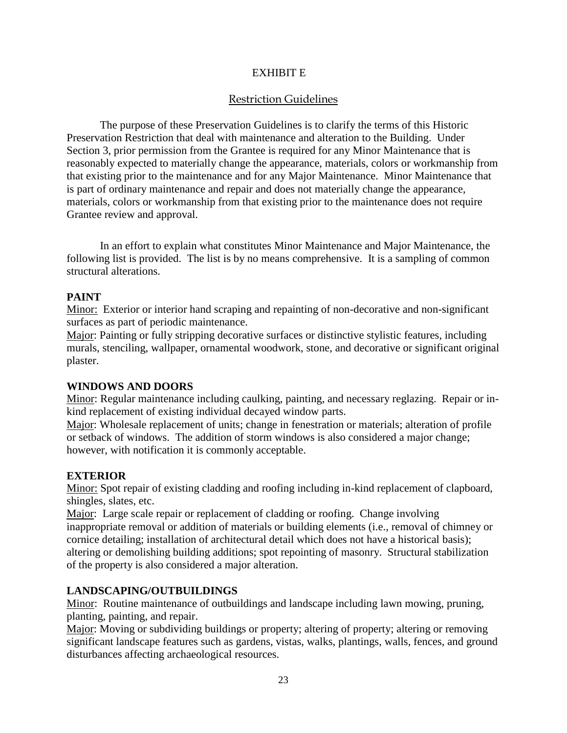# EXHIBIT E

## Restriction Guidelines

The purpose of these Preservation Guidelines is to clarify the terms of this Historic Preservation Restriction that deal with maintenance and alteration to the Building. Under Section 3, prior permission from the Grantee is required for any Minor Maintenance that is reasonably expected to materially change the appearance, materials, colors or workmanship from that existing prior to the maintenance and for any Major Maintenance. Minor Maintenance that is part of ordinary maintenance and repair and does not materially change the appearance, materials, colors or workmanship from that existing prior to the maintenance does not require Grantee review and approval.

In an effort to explain what constitutes Minor Maintenance and Major Maintenance, the following list is provided. The list is by no means comprehensive. It is a sampling of common structural alterations.

**PAINT**

Minor: Exterior or interior hand scraping and repainting of non-decorative and non-significant surfaces as part of periodic maintenance.

Major: Painting or fully stripping decorative surfaces or distinctive stylistic features, including murals, stenciling, wallpaper, ornamental woodwork, stone, and decorative or significant original plaster.

**WINDOWS AND DOORS**

Minor: Regular maintenance including caulking, painting, and necessary reglazing. Repair or in-kind replacement of existing individual decayed window parts.

Major: Wholesale replacement of units; change in fenestration or materials; alteration of profile or setback of windows. The addition of storm windows is also considered a major change; however, with notification it is commonly acceptable.

**EXTERIOR**

Minor: Spot repair of existing cladding and roofing including in-kind replacement of clapboard, shingles, slates, etc.

Major: Large scale repair or replacement of cladding or roofing. Change involving inappropriate removal or addition of materials or building elements (i.e., removal of chimney or cornice detailing; installation of architectural detail which does not have a historical basis); altering or demolishing building additions; spot repointing of masonry. Structural stabilization of the property is also considered a major alteration.

**LANDSCAPING/OUTBUILDINGS**

Minor: Routine maintenance of outbuildings and landscape including lawn mowing, pruning, planting, painting, and repair.

Major: Moving or subdividing buildings or property; altering of property; altering or removing significant landscape features such as gardens, vistas, walks, plantings, walls, fences, and ground disturbances affecting archaeological resources.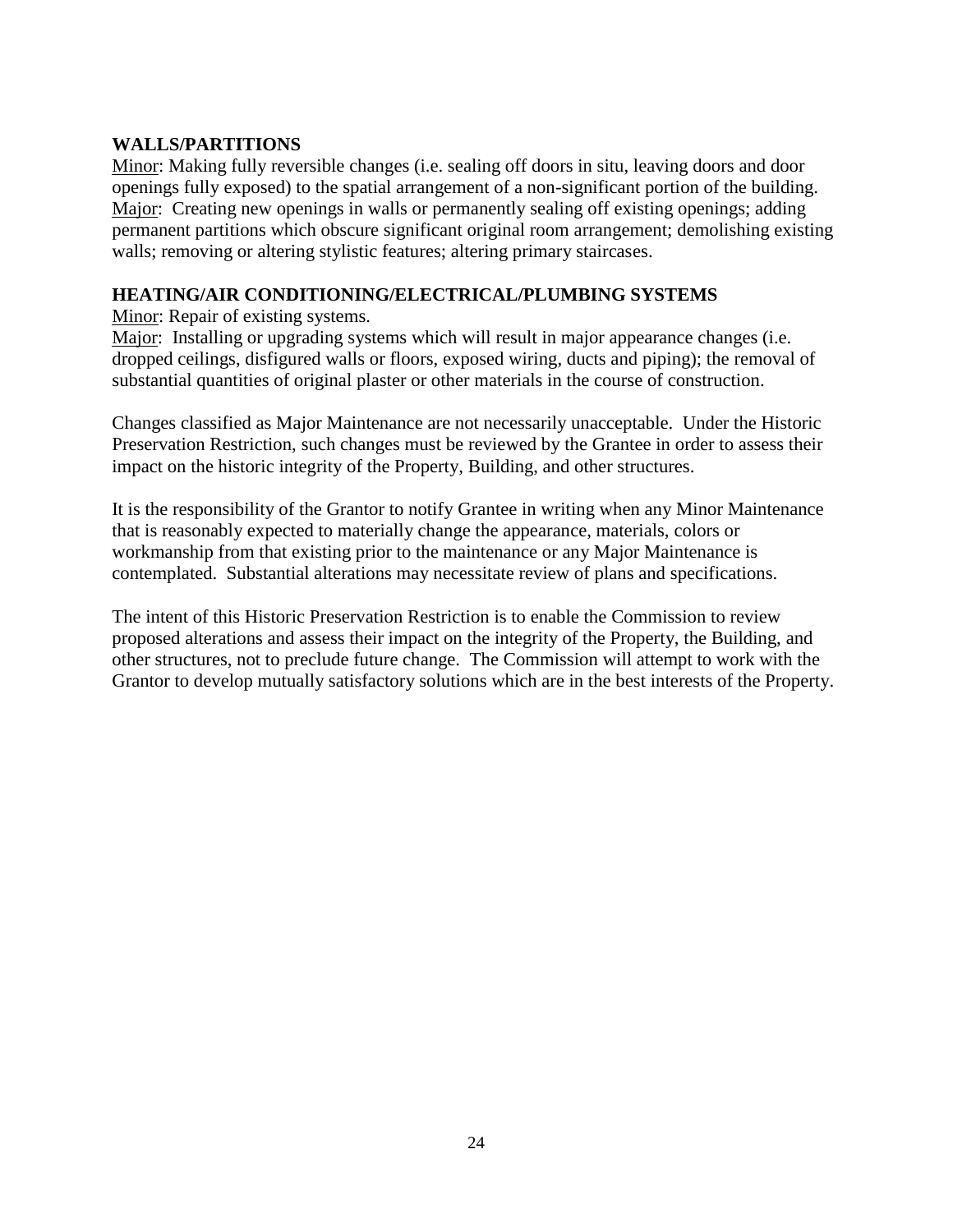**WALLS/PARTITIONS**

Minor: Making fully reversible changes (i.e. sealing off doors in situ, leaving doors and door openings fully exposed) to the spatial arrangement of a non-significant portion of the building.
Major: Creating new openings in walls or permanently sealing off existing openings; adding permanent partitions which obscure significant original room arrangement; demolishing existing walls; removing or altering stylistic features; altering primary staircases.

**HEATING/AIR CONDITIONING/ELECTRICAL/PLUMBING SYSTEMS**

Minor: Repair of existing systems.
Major: Installing or upgrading systems which will result in major appearance changes (i.e. dropped ceilings, disfigured walls or floors, exposed wiring, ducts and piping); the removal of substantial quantities of original plaster or other materials in the course of construction.

Changes classified as Major Maintenance are not necessarily unacceptable. Under the Historic Preservation Restriction, such changes must be reviewed by the Grantee in order to assess their impact on the historic integrity of the Property, Building, and other structures.

It is the responsibility of the Grantor to notify Grantee in writing when any Minor Maintenance that is reasonably expected to materially change the appearance, materials, colors or workmanship from that existing prior to the maintenance or any Major Maintenance is contemplated. Substantial alterations may necessitate review of plans and specifications.

The intent of this Historic Preservation Restriction is to enable the Commission to review proposed alterations and assess their impact on the integrity of the Property, the Building, and other structures, not to preclude future change. The Commission will attempt to work with the Grantor to develop mutually satisfactory solutions which are in the best interests of the Property.